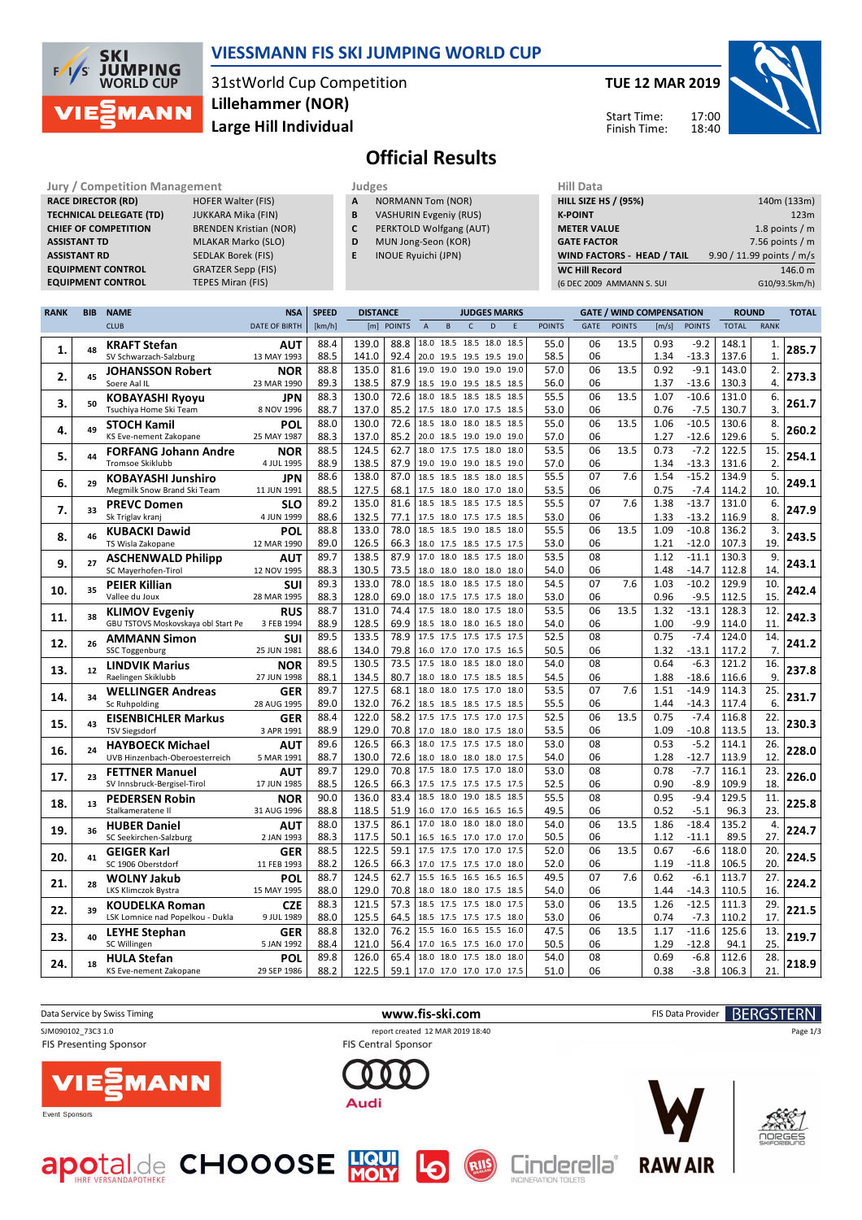# VIESSMANN FIS SKI JUMPING WORLD CUP

31stWorld Cup Competition
**Lillehammer (NOR)**
**Large Hill Individual**

**TUE 12 MAR 2019**

Start Time: 17:00
Finish Time: 18:40

## Official Results

| Jury / Competition Management | |
|---|---|
| RACE DIRECTOR (RD) | HOFER Walter (FIS) |
| TECHNICAL DELEGATE (TD) | JUKKARA Mika (FIN) |
| CHIEF OF COMPETITION | BRENDEN Kristian (NOR) |
| ASSISTANT TD | MLAKAR Marko (SLO) |
| ASSISTANT RD | SEDLAK Borek (FIS) |
| EQUIPMENT CONTROL | GRATZER Sepp (FIS) |
| EQUIPMENT CONTROL | TEPES Miran (FIS) |

| Judges | |
|---|---|
| A | NORMANN Tom (NOR) |
| B | VASHURIN Evgeniy (RUS) |
| C | PERKTOLD Wolfgang (AUT) |
| D | MUN Jong-Seon (KOR) |
| E | INOUE Ryuichi (JPN) |

| Hill Data | |
|---|---|
| HILL SIZE HS / (95%) | 140m (133m) |
| K-POINT | 123m |
| METER VALUE | 1.8 points / m |
| GATE FACTOR | 7.56 points / m |
| WIND FACTORS - HEAD / TAIL | 9.90 / 11.99 points / m/s |
| WC Hill Record | 146.0 m |
| (6 DEC 2009 AMMANN S. SUI | G10/93.5km/h) |

| RANK | BIB | NAME / CLUB | NSA / DATE OF BIRTH | SPEED [km/h] | DISTANCE [m] | DISTANCE POINTS | A | B | C | D | E | JUDGES POINTS | GATE | GATE POINTS | WIND [m/s] | WIND POINTS | ROUND TOTAL | ROUND RANK | TOTAL |
|---|---|---|---|---|---|---|---|---|---|---|---|---|---|---|---|---|---|---|---|
| 1. | 48 | KRAFT Stefan | AUT | 88.4 | 139.0 | 88.8 | 18.0 | 18.5 | 18.5 | 18.0 | 18.5 | 55.0 | 06 | 13.5 | 0.93 | -9.2 | 148.1 | 1. | 285.7 |
| | | SV Schwarzach-Salzburg | 13 MAY 1993 | 88.5 | 141.0 | 92.4 | 20.0 | 19.5 | 19.5 | 19.5 | 19.0 | 58.5 | 06 | | 1.34 | -13.3 | 137.6 | 1. | |
| 2. | 45 | JOHANSSON Robert | NOR | 88.8 | 135.0 | 81.6 | 19.0 | 19.0 | 19.0 | 19.0 | 19.0 | 57.0 | 06 | 13.5 | 0.92 | -9.1 | 143.0 | 2. | 273.3 |
| | | Soere Aal IL | 23 MAR 1990 | 89.3 | 138.5 | 87.9 | 18.5 | 19.0 | 19.5 | 18.5 | 18.5 | 56.0 | 06 | | 1.37 | -13.6 | 130.3 | 4. | |
| 3. | 50 | KOBAYASHI Ryoyu | JPN | 88.3 | 130.0 | 72.6 | 18.0 | 18.5 | 18.5 | 18.5 | 18.5 | 55.5 | 06 | 13.5 | 1.07 | -10.6 | 131.0 | 6. | 261.7 |
| | | Tsuchiya Home Ski Team | 8 NOV 1996 | 88.7 | 137.0 | 85.2 | 17.5 | 18.0 | 17.0 | 17.5 | 18.5 | 53.0 | 06 | | 0.76 | -7.5 | 130.7 | 3. | |
| 4. | 49 | STOCH Kamil | POL | 88.0 | 130.0 | 72.6 | 18.5 | 18.0 | 18.0 | 18.5 | 18.5 | 55.0 | 06 | 13.5 | 1.06 | -10.5 | 130.6 | 8. | 260.2 |
| | | KS Eve-nement Zakopane | 25 MAY 1987 | 88.3 | 137.0 | 85.2 | 20.0 | 18.5 | 19.0 | 19.0 | 19.0 | 57.0 | 06 | | 1.27 | -12.6 | 129.6 | 5. | |
| 5. | 44 | FORFANG Johann Andre | NOR | 88.5 | 124.5 | 62.7 | 18.0 | 17.5 | 17.5 | 18.0 | 18.0 | 53.5 | 06 | 13.5 | 0.73 | -7.2 | 122.5 | 15. | 254.1 |
| | | Tromsoe Skiklubb | 4 JUL 1995 | 88.9 | 138.5 | 87.9 | 19.0 | 19.0 | 19.0 | 18.5 | 19.0 | 57.0 | 06 | | 1.34 | -13.3 | 131.6 | 2. | |
| 6. | 29 | KOBAYASHI Junshiro | JPN | 88.6 | 138.0 | 87.0 | 18.5 | 18.5 | 18.5 | 18.0 | 18.5 | 55.5 | 07 | 7.6 | 1.54 | -15.2 | 134.9 | 5. | 249.1 |
| | | Megmilk Snow Brand Ski Team | 11 JUN 1991 | 88.5 | 127.5 | 68.1 | 17.5 | 18.0 | 18.0 | 17.0 | 18.0 | 53.5 | 06 | | 0.75 | -7.4 | 114.2 | 10. | |
| 7. | 33 | PREVC Domen | SLO | 89.2 | 135.0 | 81.6 | 18.5 | 18.5 | 18.5 | 17.5 | 18.5 | 55.5 | 07 | 7.6 | 1.38 | -13.7 | 131.0 | 6. | 247.9 |
| | | Sk Triglav kranj | 4 JUN 1999 | 88.6 | 132.5 | 77.1 | 17.5 | 18.0 | 17.5 | 17.5 | 18.5 | 53.0 | 06 | | 1.33 | -13.2 | 116.9 | 8. | |
| 8. | 46 | KUBACKI Dawid | POL | 88.8 | 133.0 | 78.0 | 18.5 | 18.5 | 19.0 | 18.5 | 18.0 | 55.5 | 06 | 13.5 | 1.09 | -10.8 | 136.2 | 3. | 243.5 |
| | | TS Wisla Zakopane | 12 MAR 1990 | 89.0 | 126.5 | 66.3 | 18.0 | 17.5 | 18.5 | 17.5 | 17.5 | 53.0 | 06 | | 1.21 | -12.0 | 107.3 | 19. | |
| 9. | 27 | ASCHENWALD Philipp | AUT | 89.7 | 138.5 | 87.9 | 17.0 | 18.0 | 18.5 | 17.5 | 18.0 | 53.5 | 08 | | 1.12 | -11.1 | 130.3 | 9. | 243.1 |
| | | SC Mayerhofen-Tirol | 12 NOV 1995 | 88.3 | 130.5 | 73.5 | 18.0 | 18.0 | 18.0 | 18.0 | 18.0 | 54.0 | 06 | | 1.48 | -14.7 | 112.8 | 14. | |
| 10. | 35 | PEIER Killian | SUI | 89.3 | 133.0 | 78.0 | 18.5 | 18.0 | 18.5 | 17.5 | 18.0 | 54.5 | 07 | 7.6 | 1.03 | -10.2 | 129.9 | 10. | 242.4 |
| | | Vallee du Joux | 28 MAR 1995 | 88.3 | 128.0 | 69.0 | 18.0 | 17.5 | 17.5 | 17.5 | 18.0 | 53.0 | 06 | | 0.96 | -9.5 | 112.5 | 15. | |
| 11. | 38 | KLIMOV Evgeniy | RUS | 88.7 | 131.0 | 74.4 | 17.5 | 18.0 | 18.0 | 17.5 | 18.0 | 53.5 | 06 | 13.5 | 1.32 | -13.1 | 128.3 | 12. | 242.3 |
| | | GBU TSTOVS Moskovskaya obl Start Pe | 3 FEB 1994 | 88.9 | 128.5 | 69.9 | 18.5 | 18.0 | 18.0 | 16.5 | 18.0 | 54.0 | 06 | | 1.00 | -9.9 | 114.0 | 11. | |
| 12. | 26 | AMMANN Simon | SUI | 89.5 | 133.5 | 78.9 | 17.5 | 17.5 | 17.5 | 17.5 | 17.5 | 52.5 | 08 | | 0.75 | -7.4 | 124.0 | 14. | 241.2 |
| | | SSC Toggenburg | 25 JUN 1981 | 88.6 | 134.0 | 79.8 | 16.0 | 17.0 | 17.0 | 17.5 | 16.5 | 50.5 | 06 | | 1.32 | -13.1 | 117.2 | 7. | |
| 13. | 12 | LINDVIK Marius | NOR | 89.5 | 130.5 | 73.5 | 17.5 | 18.0 | 18.5 | 18.0 | 18.0 | 54.0 | 08 | | 0.64 | -6.3 | 121.2 | 16. | 237.8 |
| | | Raelingen Skiklubb | 27 JUN 1998 | 88.1 | 134.5 | 80.7 | 18.0 | 18.0 | 17.5 | 18.5 | 18.5 | 54.5 | 06 | | 1.88 | -18.6 | 116.6 | 9. | |
| 14. | 34 | WELLINGER Andreas | GER | 89.7 | 127.5 | 68.1 | 18.0 | 18.0 | 17.5 | 17.0 | 18.0 | 53.5 | 07 | 7.6 | 1.51 | -14.9 | 114.3 | 25. | 231.7 |
| | | Sc Ruhpolding | 28 AUG 1995 | 89.0 | 132.0 | 76.2 | 18.5 | 18.5 | 18.5 | 17.5 | 18.5 | 55.5 | 06 | | 1.44 | -14.3 | 117.4 | 6. | |
| 15. | 43 | EISENBICHLER Markus | GER | 88.4 | 122.0 | 58.2 | 17.5 | 17.5 | 17.5 | 17.0 | 17.5 | 52.5 | 06 | 13.5 | 0.75 | -7.4 | 116.8 | 22. | 230.3 |
| | | TSV Siegsdorf | 3 APR 1991 | 88.9 | 129.0 | 70.8 | 17.0 | 18.0 | 18.0 | 17.5 | 18.0 | 53.5 | 06 | | 1.09 | -10.8 | 113.5 | 13. | |
| 16. | 24 | HAYBOECK Michael | AUT | 89.6 | 126.5 | 66.3 | 18.0 | 18.0 | 17.5 | 17.5 | 18.0 | 53.0 | 08 | | 0.53 | -5.2 | 114.1 | 26. | 228.0 |
| | | UVB Hinzenbach-Oberoesterreich | 5 MAR 1991 | 88.7 | 130.0 | 72.6 | 18.0 | 18.0 | 18.0 | 18.0 | 17.5 | 54.0 | 06 | | 1.28 | -12.7 | 113.9 | 12. | |
| 17. | 23 | FETTNER Manuel | AUT | 89.7 | 129.0 | 70.8 | 17.5 | 18.0 | 17.5 | 17.0 | 18.0 | 53.0 | 08 | | 0.78 | -7.7 | 116.1 | 23. | 226.0 |
| | | SV Innsbruck-Bergisel-Tirol | 17 JUN 1985 | 88.5 | 126.5 | 66.3 | 17.5 | 17.5 | 17.5 | 17.5 | 17.5 | 52.5 | 06 | | 0.90 | -8.9 | 109.9 | 18. | |
| 18. | 13 | PEDERSEN Robin | NOR | 90.0 | 136.0 | 83.4 | 18.5 | 18.0 | 19.0 | 18.5 | 18.5 | 55.5 | 08 | | 0.95 | -9.4 | 129.5 | 11. | 225.8 |
| | | Stalkameratene Il | 31 AUG 1996 | 88.8 | 118.5 | 51.9 | 16.0 | 17.0 | 16.5 | 16.5 | 16.5 | 49.5 | 06 | | 0.52 | -5.1 | 96.3 | 23. | |
| 19. | 36 | HUBER Daniel | AUT | 88.0 | 137.5 | 86.1 | 17.0 | 18.0 | 18.0 | 18.0 | 18.0 | 54.0 | 06 | 13.5 | 1.86 | -18.4 | 135.2 | 4. | 224.7 |
| | | SC Seekirchen-Salzburg | 2 JAN 1993 | 88.3 | 117.5 | 50.1 | 16.5 | 16.5 | 17.0 | 17.0 | 17.0 | 50.5 | 06 | | 1.12 | -11.1 | 89.5 | 27. | |
| 20. | 41 | GEIGER Karl | GER | 88.5 | 122.5 | 59.1 | 17.5 | 17.5 | 17.0 | 17.0 | 17.5 | 52.0 | 06 | 13.5 | 0.67 | -6.6 | 118.0 | 20. | 224.5 |
| | | SC 1906 Oberstdorf | 11 FEB 1993 | 88.2 | 126.5 | 66.3 | 17.0 | 17.5 | 17.5 | 17.0 | 18.0 | 52.0 | 06 | | 1.19 | -11.8 | 106.5 | 20. | |
| 21. | 28 | WOLNY Jakub | POL | 88.7 | 124.5 | 62.7 | 15.5 | 16.5 | 16.5 | 16.5 | 16.5 | 49.5 | 07 | 7.6 | 0.62 | -6.1 | 113.7 | 27. | 224.2 |
| | | LKS Klimczok Bystra | 15 MAY 1995 | 88.0 | 129.0 | 70.8 | 18.0 | 18.0 | 18.0 | 17.5 | 18.0 | 54.0 | 06 | | 1.44 | -14.3 | 110.5 | 16. | |
| 22. | 39 | KOUDELKA Roman | CZE | 88.3 | 121.5 | 57.3 | 18.5 | 17.5 | 17.5 | 18.0 | 17.5 | 53.0 | 06 | 13.5 | 1.26 | -12.5 | 111.3 | 29. | 221.5 |
| | | LSK Lomnice nad Popelkou - Dukla | 9 JUL 1989 | 88.0 | 125.5 | 64.5 | 18.5 | 17.5 | 17.5 | 17.5 | 18.0 | 53.0 | 06 | | 0.74 | -7.3 | 110.2 | 17. | |
| 23. | 40 | LEYHE Stephan | GER | 88.8 | 132.0 | 76.2 | 15.5 | 16.0 | 16.5 | 15.5 | 16.0 | 47.5 | 06 | 13.5 | 1.17 | -11.6 | 125.6 | 13. | 219.7 |
| | | SC Willingen | 5 JAN 1992 | 88.4 | 121.0 | 56.4 | 17.0 | 16.5 | 17.5 | 16.0 | 17.0 | 50.5 | 06 | | 1.29 | -12.8 | 94.1 | 25. | |
| 24. | 18 | HULA Stefan | POL | 89.8 | 126.0 | 65.4 | 18.0 | 18.0 | 17.5 | 18.0 | 18.0 | 54.0 | 08 | | 0.69 | -6.8 | 112.6 | 28. | 218.9 |
| | | KS Eve-nement Zakopane | 29 SEP 1986 | 88.2 | 122.5 | 59.1 | 17.0 | 17.0 | 17.0 | 17.0 | 17.5 | 51.0 | 06 | | 0.38 | -3.8 | 106.3 | 21. | |

Data Service by Swiss Timing — www.fis-ski.com — FIS Data Provider BERGSTERN

SJM090102_73C3 1.0 — report created 12 MAR 2019 18:40

FIS Presenting Sponsor — FIS Central Sponsor — Event Sponsors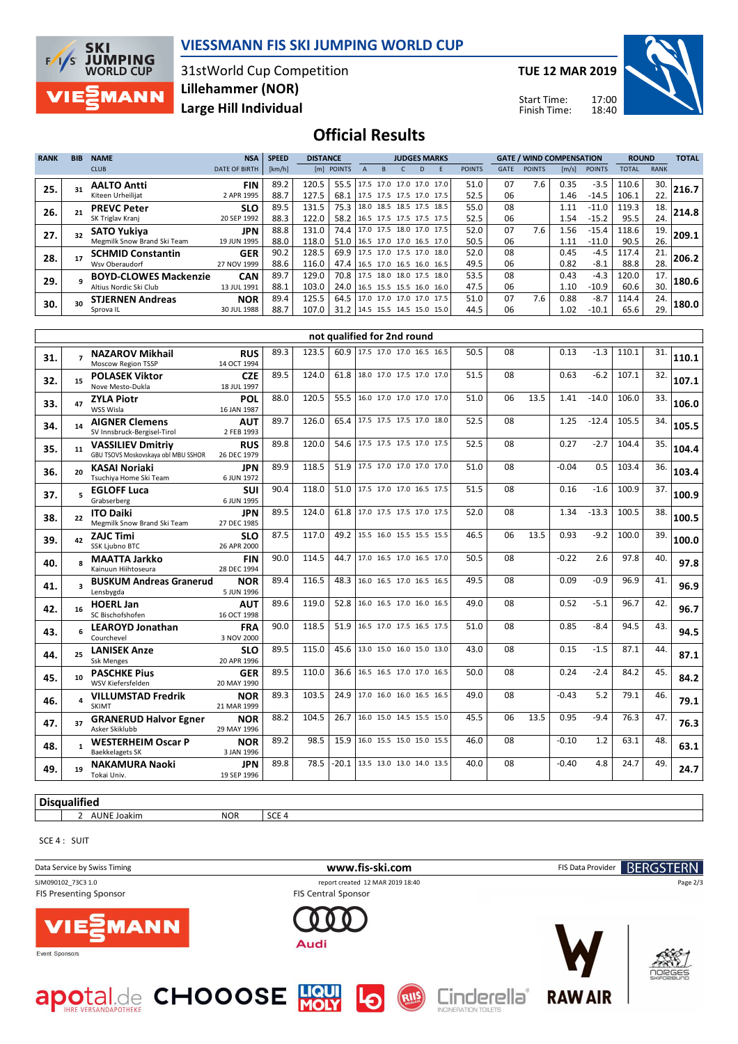# VIESSMANN FIS SKI JUMPING WORLD CUP

31stWorld Cup Competition
Lillehammer (NOR)
Large Hill Individual

TUE 12 MAR 2019

Start Time: 17:00
Finish Time: 18:40

## Official Results

| RANK | BIB | NAME / CLUB | NSA / DATE OF BIRTH | SPEED [km/h] | DISTANCE [m] | DISTANCE POINTS | A | B | C | D | E | JUDGES POINTS | GATE | GATE POINTS | WIND [m/s] | WIND POINTS | ROUND TOTAL | ROUND RANK | TOTAL |
|---|---|---|---|---|---|---|---|---|---|---|---|---|---|---|---|---|---|---|---|
| 25. | 31 | **AALTO Antti** | **FIN** | 89.2 | 120.5 | 55.5 | 17.5 | 17.0 | 17.0 | 17.0 | 17.0 | 51.0 | 07 | 7.6 | 0.35 | -3.5 | 110.6 | 30. | **216.7** |
| | | Kiteen Urheilijat | 2 APR 1995 | 88.7 | 127.5 | 68.1 | 17.5 | 17.5 | 17.5 | 17.0 | 17.5 | 52.5 | 06 | | 1.46 | -14.5 | 106.1 | 22. | |
| 26. | 21 | **PREVC Peter** | **SLO** | 89.5 | 131.5 | 75.3 | 18.0 | 18.5 | 18.5 | 17.5 | 18.5 | 55.0 | 08 | | 1.11 | -11.0 | 119.3 | 18. | **214.8** |
| | | SK Triglav Kranj | 20 SEP 1992 | 88.3 | 122.0 | 58.2 | 16.5 | 17.5 | 17.5 | 17.5 | 17.5 | 52.5 | 06 | | 1.54 | -15.2 | 95.5 | 24. | |
| 27. | 32 | **SATO Yukiya** | **JPN** | 88.8 | 131.0 | 74.4 | 17.0 | 17.5 | 18.0 | 17.0 | 17.5 | 52.0 | 07 | 7.6 | 1.56 | -15.4 | 118.6 | 19. | **209.1** |
| | | Megmilk Snow Brand Ski Team | 19 JUN 1995 | 88.0 | 118.0 | 51.0 | 16.5 | 17.0 | 17.0 | 16.5 | 17.0 | 50.5 | 06 | | 1.11 | -11.0 | 90.5 | 26. | |
| 28. | 17 | **SCHMID Constantin** | **GER** | 90.2 | 128.5 | 69.9 | 17.5 | 17.0 | 17.5 | 17.0 | 18.0 | 52.0 | 08 | | 0.45 | -4.5 | 117.4 | 21. | **206.2** |
| | | Wsv Oberaudorf | 27 NOV 1999 | 88.6 | 116.0 | 47.4 | 16.5 | 17.0 | 16.5 | 16.0 | 16.5 | 49.5 | 06 | | 0.82 | -8.1 | 88.8 | 28. | |
| 29. | 9 | **BOYD-CLOWES Mackenzie** | **CAN** | 89.7 | 129.0 | 70.8 | 17.5 | 18.0 | 18.0 | 17.5 | 18.0 | 53.5 | 08 | | 0.43 | -4.3 | 120.0 | 17. | **180.6** |
| | | Altius Nordic Ski Club | 13 JUL 1991 | 88.1 | 103.0 | 24.0 | 16.5 | 15.5 | 15.5 | 16.0 | 16.0 | 47.5 | 06 | | 1.10 | -10.9 | 60.6 | 30. | |
| 30. | 30 | **STJERNEN Andreas** | **NOR** | 89.4 | 125.5 | 64.5 | 17.0 | 17.0 | 17.0 | 17.0 | 17.5 | 51.0 | 07 | 7.6 | 0.88 | -8.7 | 114.4 | 24. | **180.0** |
| | | Sprova IL | 30 JUL 1988 | 88.7 | 107.0 | 31.2 | 14.5 | 15.5 | 14.5 | 15.0 | 15.0 | 44.5 | 06 | | 1.02 | -10.1 | 65.6 | 29. | |

### not qualified for 2nd round

| RANK | BIB | NAME / CLUB | NSA / DATE OF BIRTH | SPEED [km/h] | DISTANCE [m] | DISTANCE POINTS | A | B | C | D | E | JUDGES POINTS | GATE | GATE POINTS | WIND [m/s] | WIND POINTS | ROUND TOTAL | ROUND RANK | TOTAL |
|---|---|---|---|---|---|---|---|---|---|---|---|---|---|---|---|---|---|---|---|
| 31. | 7 | **NAZAROV Mikhail** / Moscow Region TSSP | **RUS** / 14 OCT 1994 | 89.3 | 123.5 | 60.9 | 17.5 | 17.0 | 17.0 | 16.5 | 16.5 | 50.5 | 08 | | 0.13 | -1.3 | 110.1 | 31. | **110.1** |
| 32. | 15 | **POLASEK Viktor** / Nove Mesto-Dukla | **CZE** / 18 JUL 1997 | 89.5 | 124.0 | 61.8 | 18.0 | 17.0 | 17.5 | 17.0 | 17.0 | 51.5 | 08 | | 0.63 | -6.2 | 107.1 | 32. | **107.1** |
| 33. | 47 | **ZYLA Piotr** / WSS Wisla | **POL** / 16 JAN 1987 | 88.0 | 120.5 | 55.5 | 16.0 | 17.0 | 17.0 | 17.0 | 17.0 | 51.0 | 06 | 13.5 | 1.41 | -14.0 | 106.0 | 33. | **106.0** |
| 34. | 14 | **AIGNER Clemens** / SV Innsbruck-Bergisel-Tirol | **AUT** / 2 FEB 1993 | 89.7 | 126.0 | 65.4 | 17.5 | 17.5 | 17.5 | 17.0 | 18.0 | 52.5 | 08 | | 1.25 | -12.4 | 105.5 | 34. | **105.5** |
| 35. | 11 | **VASSILIEV Dmitriy** / GBU TSOVS Moskovskaya obl MBU SSHOR | **RUS** / 26 DEC 1979 | 89.8 | 120.0 | 54.6 | 17.5 | 17.5 | 17.5 | 17.0 | 17.5 | 52.5 | 08 | | 0.27 | -2.7 | 104.4 | 35. | **104.4** |
| 36. | 20 | **KASAI Noriaki** / Tsuchiya Home Ski Team | **JPN** / 6 JUN 1972 | 89.9 | 118.5 | 51.9 | 17.5 | 17.0 | 17.0 | 17.0 | 17.0 | 51.0 | 08 | | -0.04 | 0.5 | 103.4 | 36. | **103.4** |
| 37. | 5 | **EGLOFF Luca** / Grabserberg | **SUI** / 6 JUN 1995 | 90.4 | 118.0 | 51.0 | 17.5 | 17.0 | 17.0 | 16.5 | 17.5 | 51.5 | 08 | | 0.16 | -1.6 | 100.9 | 37. | **100.9** |
| 38. | 22 | **ITO Daiki** / Megmilk Snow Brand Ski Team | **JPN** / 27 DEC 1985 | 89.5 | 124.0 | 61.8 | 17.0 | 17.5 | 17.5 | 17.0 | 17.5 | 52.0 | 08 | | 1.34 | -13.3 | 100.5 | 38. | **100.5** |
| 39. | 42 | **ZAJC Timi** / SSK Ljubno BTC | **SLO** / 26 APR 2000 | 87.5 | 117.0 | 49.2 | 15.5 | 16.0 | 15.5 | 15.5 | 15.5 | 46.5 | 06 | 13.5 | 0.93 | -9.2 | 100.0 | 39. | **100.0** |
| 40. | 8 | **MAATTA Jarkko** / Kainuun Hiihtoseura | **FIN** / 28 DEC 1994 | 90.0 | 114.5 | 44.7 | 17.0 | 16.5 | 17.0 | 16.5 | 17.0 | 50.5 | 08 | | -0.22 | 2.6 | 97.8 | 40. | **97.8** |
| 41. | 3 | **BUSKUM Andreas Granerud** / Lensbygda | **NOR** / 5 JUN 1996 | 89.4 | 116.5 | 48.3 | 16.0 | 16.5 | 17.0 | 16.5 | 16.5 | 49.5 | 08 | | 0.09 | -0.9 | 96.9 | 41. | **96.9** |
| 42. | 16 | **HOERL Jan** / SC Bischofshofen | **AUT** / 16 OCT 1998 | 89.6 | 119.0 | 52.8 | 16.0 | 16.5 | 17.0 | 16.0 | 16.5 | 49.0 | 08 | | 0.52 | -5.1 | 96.7 | 42. | **96.7** |
| 43. | 6 | **LEAROYD Jonathan** / Courchevel | **FRA** / 3 NOV 2000 | 90.0 | 118.5 | 51.9 | 16.5 | 17.0 | 17.5 | 16.5 | 17.5 | 51.0 | 08 | | 0.85 | -8.4 | 94.5 | 43. | **94.5** |
| 44. | 25 | **LANISEK Anze** / Ssk Menges | **SLO** / 20 APR 1996 | 89.5 | 115.0 | 45.6 | 13.0 | 15.0 | 16.0 | 15.0 | 13.0 | 43.0 | 08 | | 0.15 | -1.5 | 87.1 | 44. | **87.1** |
| 45. | 10 | **PASCHKE Pius** / WSV Kiefersfelden | **GER** / 20 MAY 1990 | 89.5 | 110.0 | 36.6 | 16.5 | 16.5 | 17.0 | 17.0 | 16.5 | 50.0 | 08 | | 0.24 | -2.4 | 84.2 | 45. | **84.2** |
| 46. | 4 | **VILLUMSTAD Fredrik** / SKIMT | **NOR** / 21 MAR 1999 | 89.3 | 103.5 | 24.9 | 17.0 | 16.0 | 16.0 | 16.5 | 16.5 | 49.0 | 08 | | -0.43 | 5.2 | 79.1 | 46. | **79.1** |
| 47. | 37 | **GRANERUD Halvor Egner** / Asker Skiklubb | **NOR** / 29 MAY 1996 | 88.2 | 104.5 | 26.7 | 16.0 | 15.0 | 14.5 | 15.5 | 15.0 | 45.5 | 06 | 13.5 | 0.95 | -9.4 | 76.3 | 47. | **76.3** |
| 48. | 1 | **WESTERHEIM Oscar P** / Baekkelagets SK | **NOR** / 3 JAN 1996 | 89.2 | 98.5 | 15.9 | 16.0 | 15.5 | 15.0 | 15.0 | 15.5 | 46.0 | 08 | | -0.10 | 1.2 | 63.1 | 48. | **63.1** |
| 49. | 19 | **NAKAMURA Naoki** / Tokai Univ. | **JPN** / 19 SEP 1996 | 89.8 | 78.5 | -20.1 | 13.5 | 13.0 | 13.0 | 14.0 | 13.5 | 40.0 | 08 | | -0.40 | 4.8 | 24.7 | 49. | **24.7** |

### Disqualified

| BIB | NAME | NSA | REASON |
|---|---|---|---|
| 2 | AUNE Joakim | NOR | SCE 4 |

SCE 4 : SUIT

Data Service by Swiss Timing — www.fis-ski.com — FIS Data Provider BERGSTERN

SJM090102_73C3 1.0 — report created 12 MAR 2019 18:40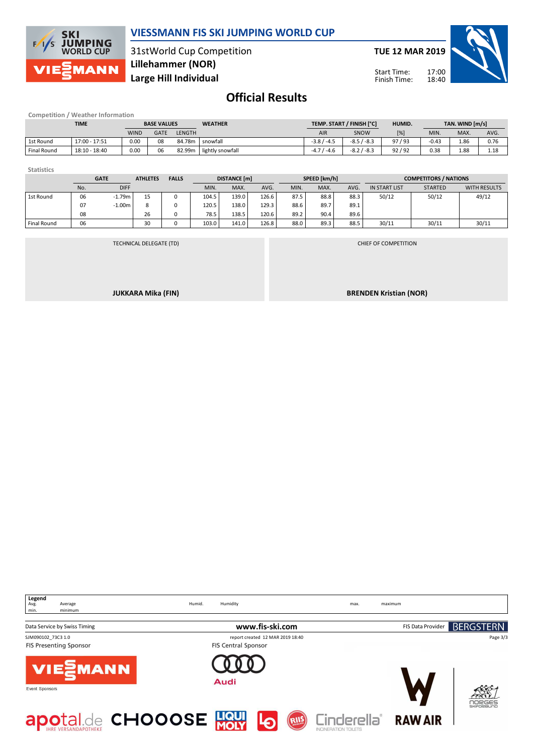# VIESSMANN FIS SKI JUMPING WORLD CUP

31stWorld Cup Competition
**Lillehammer (NOR)**
**Large Hill Individual**

**TUE 12 MAR 2019**

Start Time: 17:00
Finish Time: 18:40

## Official Results

**Competition / Weather Information**

| | TIME | BASE VALUES | | | WEATHER | TEMP. START / FINISH [°C] | | HUMID. | TAN. WIND [m/s] | | |
|---|---|---|---|---|---|---|---|---|---|---|---|
| | | WIND | GATE | LENGTH | | AIR | SNOW | [%] | MIN. | MAX. | AVG. |
| 1st Round | 17:00 - 17:51 | 0.00 | 08 | 84.78m | snowfall | -3.8 / -4.5 | -8.5 / -8.3 | 97 / 93 | -0.43 | 1.86 | 0.76 |
| Final Round | 18:10 - 18:40 | 0.00 | 06 | 82.99m | lightly snowfall | -4.7 / -4.6 | -8.2 / -8.3 | 92 / 92 | 0.38 | 1.88 | 1.18 |

**Statistics**

| | GATE | | ATHLETES | FALLS | DISTANCE [m] | | | SPEED [km/h] | | | COMPETITORS / NATIONS | | |
|---|---|---|---|---|---|---|---|---|---|---|---|---|---|
| | No. | DIFF | | | MIN. | MAX. | AVG. | MIN. | MAX. | AVG. | IN START LIST | STARTED | WITH RESULTS |
| 1st Round | 06 | -1.79m | 15 | 0 | 104.5 | 139.0 | 126.6 | 87.5 | 88.8 | 88.3 | 50/12 | 50/12 | 49/12 |
| | 07 | -1.00m | 8 | 0 | 120.5 | 138.0 | 129.3 | 88.6 | 89.7 | 89.1 | | | |
| | 08 | | 26 | 0 | 78.5 | 138.5 | 120.6 | 89.2 | 90.4 | 89.6 | | | |
| Final Round | 06 | | 30 | 0 | 103.0 | 141.0 | 126.8 | 88.0 | 89.3 | 88.5 | 30/11 | 30/11 | 30/11 |

| TECHNICAL DELEGATE (TD) | CHIEF OF COMPETITION |
|---|---|
| **JUKKARA Mika (FIN)** | **BRENDEN Kristian (NOR)** |

**Legend**

Avg. Average
min. minimum
Humid. Humidity
max. maximum

Data Service by Swiss Timing
www.fis-ski.com
FIS Data Provider BERGSTERN

SJM090102_73C3 1.0
report created 12 MAR 2019 18:40

FIS Presenting Sponsor
FIS Central Sponsor
Event Sponsors